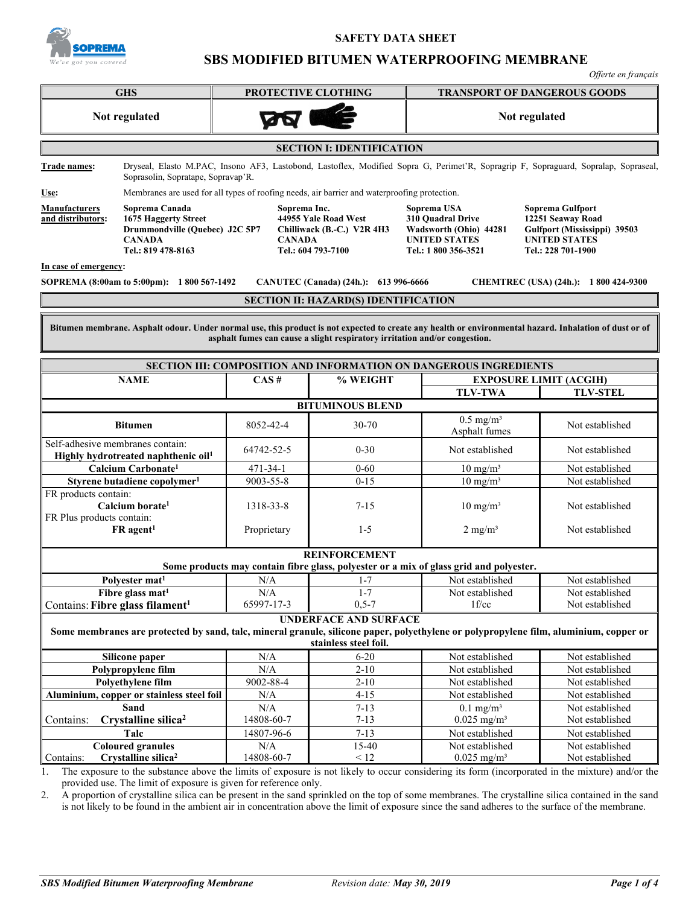# SAFETY DATA SHEET

# SBS MODIFIED BITUMEN WATERPROOFING MEMBRANE

*Offerte en français*

| GHS | PROTECTIVE CLOTHING | TRANSPORT OF DANGEROUS GOODS |
|---|---|---|
| **Not regulated** | | **Not regulated** |

## SECTION I: IDENTIFICATION

**Trade names:** Dryseal, Elasto M.PAC, Insono AF3, Lastobond, Lastoflex, Modified Sopra G, Perimet'R, Sopragrip F, Sopraguard, Sopralap, Sopraseal, Soprasolin, Sopratape, Sopravap'R.

**Use:** Membranes are used for all types of roofing needs, air barrier and waterproofing protection.

**Manufacturers and distributors:**

**Soprema Canada**
**1675 Haggerty Street**
**Drummondville (Quebec) J2C 5P7**
**CANADA**
**Tel.: 819 478-8163**

**Soprema Inc.**
**44955 Yale Road West**
**Chilliwack (B.-C.) V2R 4H3**
**CANADA**
**Tel.: 604 793-7100**

**Soprema USA**
**310 Quadral Drive**
**Wadsworth (Ohio) 44281**
**UNITED STATES**
**Tel.: 1 800 356-3521**

**Soprema Gulfport**
**12251 Seaway Road**
**Gulfport (Mississippi) 39503**
**UNITED STATES**
**Tel.: 228 701-1900**

**In case of emergency:**

**SOPREMA (8:00am to 5:00pm): 1 800 567-1492** | **CANUTEC (Canada) (24h.): 613 996-6666** | **CHEMTREC (USA) (24h.): 1 800 424-9300**

## SECTION II: HAZARD(S) IDENTIFICATION

**Bitumen membrane. Asphalt odour. Under normal use, this product is not expected to create any health or environmental hazard. Inhalation of dust or of asphalt fumes can cause a slight respiratory irritation and/or congestion.**

## SECTION III: COMPOSITION AND INFORMATION ON DANGEROUS INGREDIENTS

| NAME | CAS # | % WEIGHT | EXPOSURE LIMIT (ACGIH) | |
|---|---|---|---|---|
| | | | TLV-TWA | TLV-STEL |
| **BITUMINOUS BLEND** | | | | |
| **Bitumen** | 8052-42-4 | 30-70 | 0.5 mg/m³ Asphalt fumes | Not established |
| Self-adhesive membranes contain: **Highly hydrotreated naphthenic oil**[1] | 64742-52-5 | 0-30 | Not established | Not established |
| **Calcium Carbonate**[1] | 471-34-1 | 0-60 | 10 mg/m³ | Not established |
| **Styrene butadiene copolymer**[1] | 9003-55-8 | 0-15 | 10 mg/m³ | Not established |
| FR products contain: **Calcium borate**[1] | 1318-33-8 | 7-15 | 10 mg/m³ | Not established |
| FR Plus products contain: **FR agent**[1] | Proprietary | 1-5 | 2 mg/m³ | Not established |
| **REINFORCEMENT** — **Some products may contain fibre glass, polyester or a mix of glass grid and polyester.** | | | | |
| **Polyester mat**[1] | N/A | 1-7 | Not established | Not established |
| **Fibre glass mat**[1] | N/A | 1-7 | Not established | Not established |
| Contains: **Fibre glass filament**[1] | 65997-17-3 | 0,5-7 | 1f/cc | Not established |
| **UNDERFACE AND SURFACE** — **Some membranes are protected by sand, talc, mineral granule, silicone paper, polyethylene or polypropylene film, aluminium, copper or stainless steel foil.** | | | | |
| **Silicone paper** | N/A | 6-20 | Not established | Not established |
| **Polypropylene film** | N/A | 2-10 | Not established | Not established |
| **Polyethylene film** | 9002-88-4 | 2-10 | Not established | Not established |
| **Aluminium, copper or stainless steel foil** | N/A | 4-15 | Not established | Not established |
| **Sand** | N/A | 7-13 | 0.1 mg/m³ | Not established |
| Contains: **Crystalline silica**[2] | 14808-60-7 | 7-13 | 0.025 mg/m³ | Not established |
| **Talc** | 14807-96-6 | 7-13 | Not established | Not established |
| **Coloured granules** | N/A | 15-40 | Not established | Not established |
| Contains: **Crystalline silica**[2] | 14808-60-7 | < 12 | 0.025 mg/m³ | Not established |

1. The exposure to the substance above the limits of exposure is not likely to occur considering its form (incorporated in the mixture) and/or the provided use. The limit of exposure is given for reference only.
2. A proportion of crystalline silica can be present in the sand sprinkled on the top of some membranes. The crystalline silica contained in the sand is not likely to be found in the ambient air in concentration above the limit of exposure since the sand adheres to the surface of the membrane.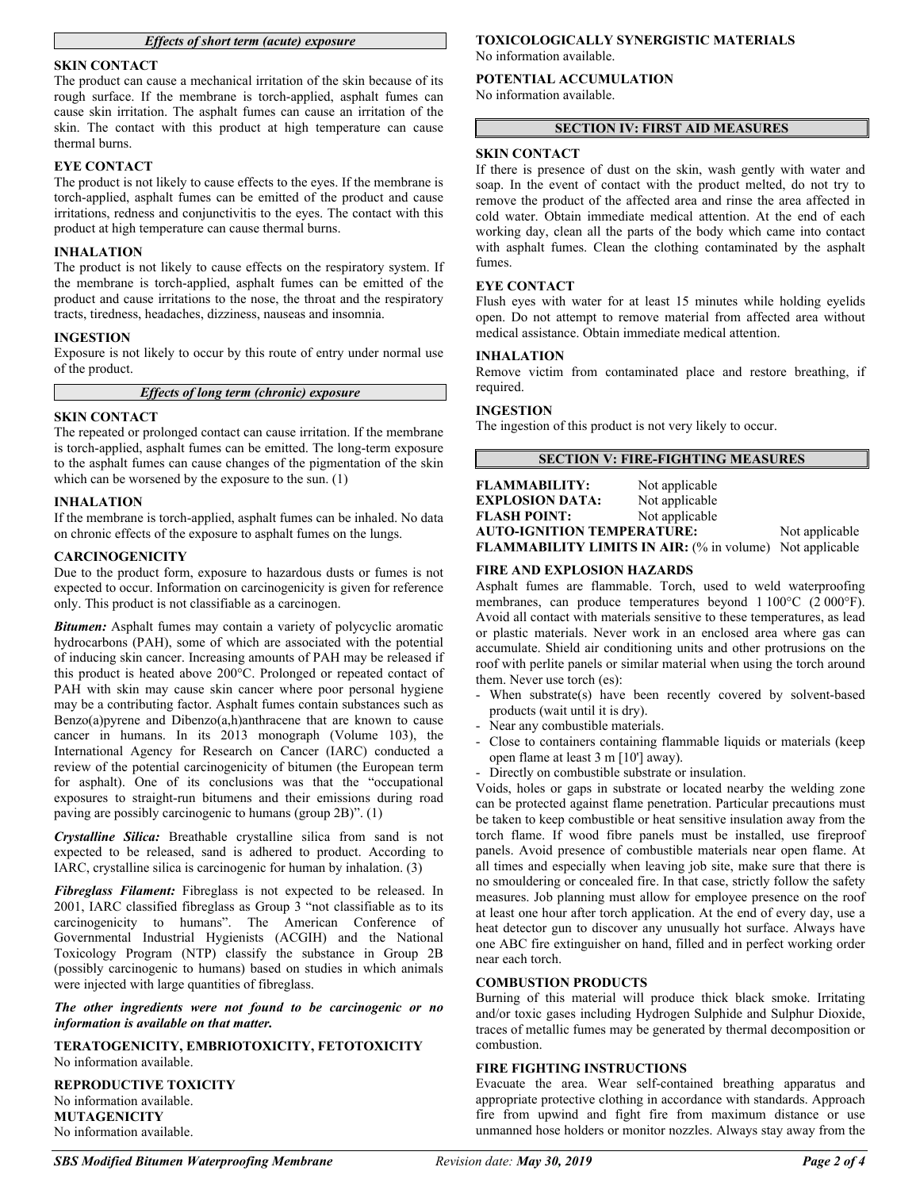### *Effects of short term (acute) exposure*

#### SKIN CONTACT

The product can cause a mechanical irritation of the skin because of its rough surface. If the membrane is torch-applied, asphalt fumes can cause skin irritation. The asphalt fumes can cause an irritation of the skin. The contact with this product at high temperature can cause thermal burns.

#### EYE CONTACT

The product is not likely to cause effects to the eyes. If the membrane is torch-applied, asphalt fumes can be emitted of the product and cause irritations, redness and conjunctivitis to the eyes. The contact with this product at high temperature can cause thermal burns.

#### INHALATION

The product is not likely to cause effects on the respiratory system. If the membrane is torch-applied, asphalt fumes can be emitted of the product and cause irritations to the nose, the throat and the respiratory tracts, tiredness, headaches, dizziness, nauseas and insomnia.

#### INGESTION

Exposure is not likely to occur by this route of entry under normal use of the product.

### *Effects of long term (chronic) exposure*

#### SKIN CONTACT

The repeated or prolonged contact can cause irritation. If the membrane is torch-applied, asphalt fumes can be emitted. The long-term exposure to the asphalt fumes can cause changes of the pigmentation of the skin which can be worsened by the exposure to the sun. (1)

#### INHALATION

If the membrane is torch-applied, asphalt fumes can be inhaled. No data on chronic effects of the exposure to asphalt fumes on the lungs.

#### CARCINOGENICITY

Due to the product form, exposure to hazardous dusts or fumes is not expected to occur. Information on carcinogenicity is given for reference only. This product is not classifiable as a carcinogen.

***Bitumen:*** Asphalt fumes may contain a variety of polycyclic aromatic hydrocarbons (PAH), some of which are associated with the potential of inducing skin cancer. Increasing amounts of PAH may be released if this product is heated above 200°C. Prolonged or repeated contact of PAH with skin may cause skin cancer where poor personal hygiene may be a contributing factor. Asphalt fumes contain substances such as Benzo(a)pyrene and Dibenzo(a,h)anthracene that are known to cause cancer in humans. In its 2013 monograph (Volume 103), the International Agency for Research on Cancer (IARC) conducted a review of the potential carcinogenicity of bitumen (the European term for asphalt). One of its conclusions was that the "occupational exposures to straight-run bitumens and their emissions during road paving are possibly carcinogenic to humans (group 2B)". (1)

***Crystalline Silica:*** Breathable crystalline silica from sand is not expected to be released, sand is adhered to product. According to IARC, crystalline silica is carcinogenic for human by inhalation. (3)

***Fibreglass Filament:*** Fibreglass is not expected to be released. In 2001, IARC classified fibreglass as Group 3 "not classifiable as to its carcinogenicity to humans". The American Conference of Governmental Industrial Hygienists (ACGIH) and the National Toxicology Program (NTP) classify the substance in Group 2B (possibly carcinogenic to humans) based on studies in which animals were injected with large quantities of fibreglass.

***The other ingredients were not found to be carcinogenic or no information is available on that matter.***

#### TERATOGENICITY, EMBRIOTOXICITY, FETOTOXICITY

No information available.

#### REPRODUCTIVE TOXICITY

No information available.

#### MUTAGENICITY

No information available.

#### TOXICOLOGICALLY SYNERGISTIC MATERIALS

No information available.

#### POTENTIAL ACCUMULATION

No information available.

## SECTION IV: FIRST AID MEASURES

#### SKIN CONTACT

If there is presence of dust on the skin, wash gently with water and soap. In the event of contact with the product melted, do not try to remove the product of the affected area and rinse the area affected in cold water. Obtain immediate medical attention. At the end of each working day, clean all the parts of the body which came into contact with asphalt fumes. Clean the clothing contaminated by the asphalt fumes.

#### EYE CONTACT

Flush eyes with water for at least 15 minutes while holding eyelids open. Do not attempt to remove material from affected area without medical assistance. Obtain immediate medical attention.

#### INHALATION

Remove victim from contaminated place and restore breathing, if required.

#### INGESTION

The ingestion of this product is not very likely to occur.

## SECTION V: FIRE-FIGHTING MEASURES

**FLAMMABILITY:** Not applicable
**EXPLOSION DATA:** Not applicable
**FLASH POINT:** Not applicable
**AUTO-IGNITION TEMPERATURE:** Not applicable
**FLAMMABILITY LIMITS IN AIR:** (% in volume) Not applicable

#### FIRE AND EXPLOSION HAZARDS

Asphalt fumes are flammable. Torch, used to weld waterproofing membranes, can produce temperatures beyond 1 100°C (2 000°F). Avoid all contact with materials sensitive to these temperatures, as lead or plastic materials. Never work in an enclosed area where gas can accumulate. Shield air conditioning units and other protrusions on the roof with perlite panels or similar material when using the torch around them. Never use torch (es):

- When substrate(s) have been recently covered by solvent-based products (wait until it is dry).
- Near any combustible materials.
- Close to containers containing flammable liquids or materials (keep open flame at least 3 m [10'] away).
- Directly on combustible substrate or insulation.

Voids, holes or gaps in substrate or located nearby the welding zone can be protected against flame penetration. Particular precautions must be taken to keep combustible or heat sensitive insulation away from the torch flame. If wood fibre panels must be installed, use fireproof panels. Avoid presence of combustible materials near open flame. At all times and especially when leaving job site, make sure that there is no smouldering or concealed fire. In that case, strictly follow the safety measures. Job planning must allow for employee presence on the roof at least one hour after torch application. At the end of every day, use a heat detector gun to discover any unusually hot surface. Always have one ABC fire extinguisher on hand, filled and in perfect working order near each torch.

#### COMBUSTION PRODUCTS

Burning of this material will produce thick black smoke. Irritating and/or toxic gases including Hydrogen Sulphide and Sulphur Dioxide, traces of metallic fumes may be generated by thermal decomposition or combustion.

#### FIRE FIGHTING INSTRUCTIONS

Evacuate the area. Wear self-contained breathing apparatus and appropriate protective clothing in accordance with standards. Approach fire from upwind and fight fire from maximum distance or use unmanned hose holders or monitor nozzles. Always stay away from the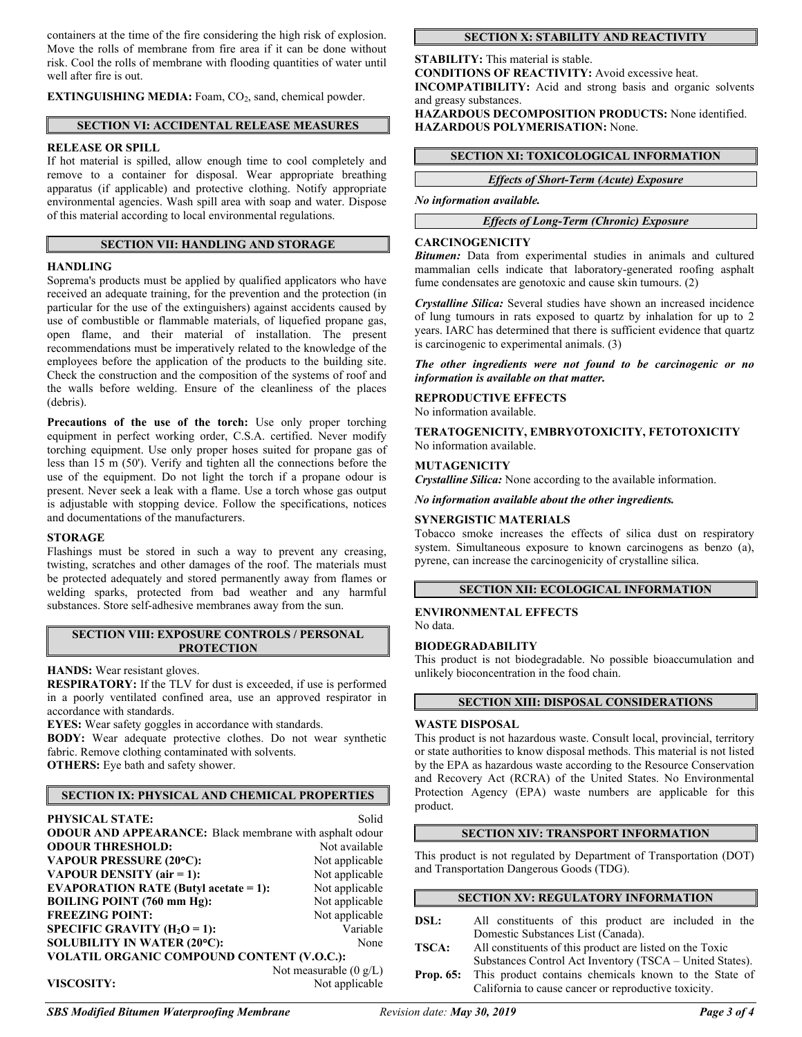containers at the time of the fire considering the high risk of explosion. Move the rolls of membrane from fire area if it can be done without risk. Cool the rolls of membrane with flooding quantities of water until well after fire is out.

**EXTINGUISHING MEDIA:** Foam, $CO_2$, sand, chemical powder.

## SECTION VI: ACCIDENTAL RELEASE MEASURES

**RELEASE OR SPILL**

If hot material is spilled, allow enough time to cool completely and remove to a container for disposal. Wear appropriate breathing apparatus (if applicable) and protective clothing. Notify appropriate environmental agencies. Wash spill area with soap and water. Dispose of this material according to local environmental regulations.

## SECTION VII: HANDLING AND STORAGE

**HANDLING**

Soprema's products must be applied by qualified applicators who have received an adequate training, for the prevention and the protection (in particular for the use of the extinguishers) against accidents caused by use of combustible or flammable materials, of liquefied propane gas, open flame, and their material of installation. The present recommendations must be imperatively related to the knowledge of the employees before the application of the products to the building site. Check the construction and the composition of the systems of roof and the walls before welding. Ensure of the cleanliness of the places (debris).

**Precautions of the use of the torch:** Use only proper torching equipment in perfect working order, C.S.A. certified. Never modify torching equipment. Use only proper hoses suited for propane gas of less than 15 m (50'). Verify and tighten all the connections before the use of the equipment. Do not light the torch if a propane odour is present. Never seek a leak with a flame. Use a torch whose gas output is adjustable with stopping device. Follow the specifications, notices and documentations of the manufacturers.

**STORAGE**

Flashings must be stored in such a way to prevent any creasing, twisting, scratches and other damages of the roof. The materials must be protected adequately and stored permanently away from flames or welding sparks, protected from bad weather and any harmful substances. Store self-adhesive membranes away from the sun.

## SECTION VIII: EXPOSURE CONTROLS / PERSONAL PROTECTION

**HANDS:** Wear resistant gloves.
**RESPIRATORY:** If the TLV for dust is exceeded, if use is performed in a poorly ventilated confined area, use an approved respirator in accordance with standards.
**EYES:** Wear safety goggles in accordance with standards.
**BODY:** Wear adequate protective clothes. Do not wear synthetic fabric. Remove clothing contaminated with solvents.
**OTHERS:** Eye bath and safety shower.

## SECTION IX: PHYSICAL AND CHEMICAL PROPERTIES

**PHYSICAL STATE:** Solid
**ODOUR AND APPEARANCE:** Black membrane with asphalt odour
**ODOUR THRESHOLD:** Not available
**VAPOUR PRESSURE (20°C):** Not applicable
**VAPOUR DENSITY (air = 1):** Not applicable
**EVAPORATION RATE (Butyl acetate = 1):** Not applicable
**BOILING POINT (760 mm Hg):** Not applicable
**FREEZING POINT:** Not applicable
**SPECIFIC GRAVITY ($H_2O$ = 1):** Variable
**SOLUBILITY IN WATER (20°C):** None
**VOLATIL ORGANIC COMPOUND CONTENT (V.O.C.):** Not measurable (0 g/L)
**VISCOSITY:** Not applicable

## SECTION X: STABILITY AND REACTIVITY

**STABILITY:** This material is stable.
**CONDITIONS OF REACTIVITY:** Avoid excessive heat.
**INCOMPATIBILITY:** Acid and strong basis and organic solvents and greasy substances.
**HAZARDOUS DECOMPOSITION PRODUCTS:** None identified.
**HAZARDOUS POLYMERISATION:** None.

## SECTION XI: TOXICOLOGICAL INFORMATION

### *Effects of Short-Term (Acute) Exposure*

***No information available.***

### *Effects of Long-Term (Chronic) Exposure*

**CARCINOGENICITY**

***Bitumen:*** Data from experimental studies in animals and cultured mammalian cells indicate that laboratory-generated roofing asphalt fume condensates are genotoxic and cause skin tumours. (2)

***Crystalline Silica:*** Several studies have shown an increased incidence of lung tumours in rats exposed to quartz by inhalation for up to 2 years. IARC has determined that there is sufficient evidence that quartz is carcinogenic to experimental animals. (3)

***The other ingredients were not found to be carcinogenic or no information is available on that matter.***

**REPRODUCTIVE EFFECTS**

No information available.

**TERATOGENICITY, EMBRYOTOXICITY, FETOTOXICITY**

No information available.

**MUTAGENICITY**

***Crystalline Silica:*** None according to the available information.

***No information available about the other ingredients.***

**SYNERGISTIC MATERIALS**

Tobacco smoke increases the effects of silica dust on respiratory system. Simultaneous exposure to known carcinogens as benzo (a), pyrene, can increase the carcinogenicity of crystalline silica.

## SECTION XII: ECOLOGICAL INFORMATION

**ENVIRONMENTAL EFFECTS**

No data.

**BIODEGRADABILITY**

This product is not biodegradable. No possible bioaccumulation and unlikely bioconcentration in the food chain.

## SECTION XIII: DISPOSAL CONSIDERATIONS

**WASTE DISPOSAL**

This product is not hazardous waste. Consult local, provincial, territory or state authorities to know disposal methods. This material is not listed by the EPA as hazardous waste according to the Resource Conservation and Recovery Act (RCRA) of the United States. No Environmental Protection Agency (EPA) waste numbers are applicable for this product.

## SECTION XIV: TRANSPORT INFORMATION

This product is not regulated by Department of Transportation (DOT) and Transportation Dangerous Goods (TDG).

## SECTION XV: REGULATORY INFORMATION

**DSL:** All constituents of this product are included in the Domestic Substances List (Canada).

**TSCA:** All constituents of this product are listed on the Toxic Substances Control Act Inventory (TSCA – United States).

**Prop. 65:** This product contains chemicals known to the State of California to cause cancer or reproductive toxicity.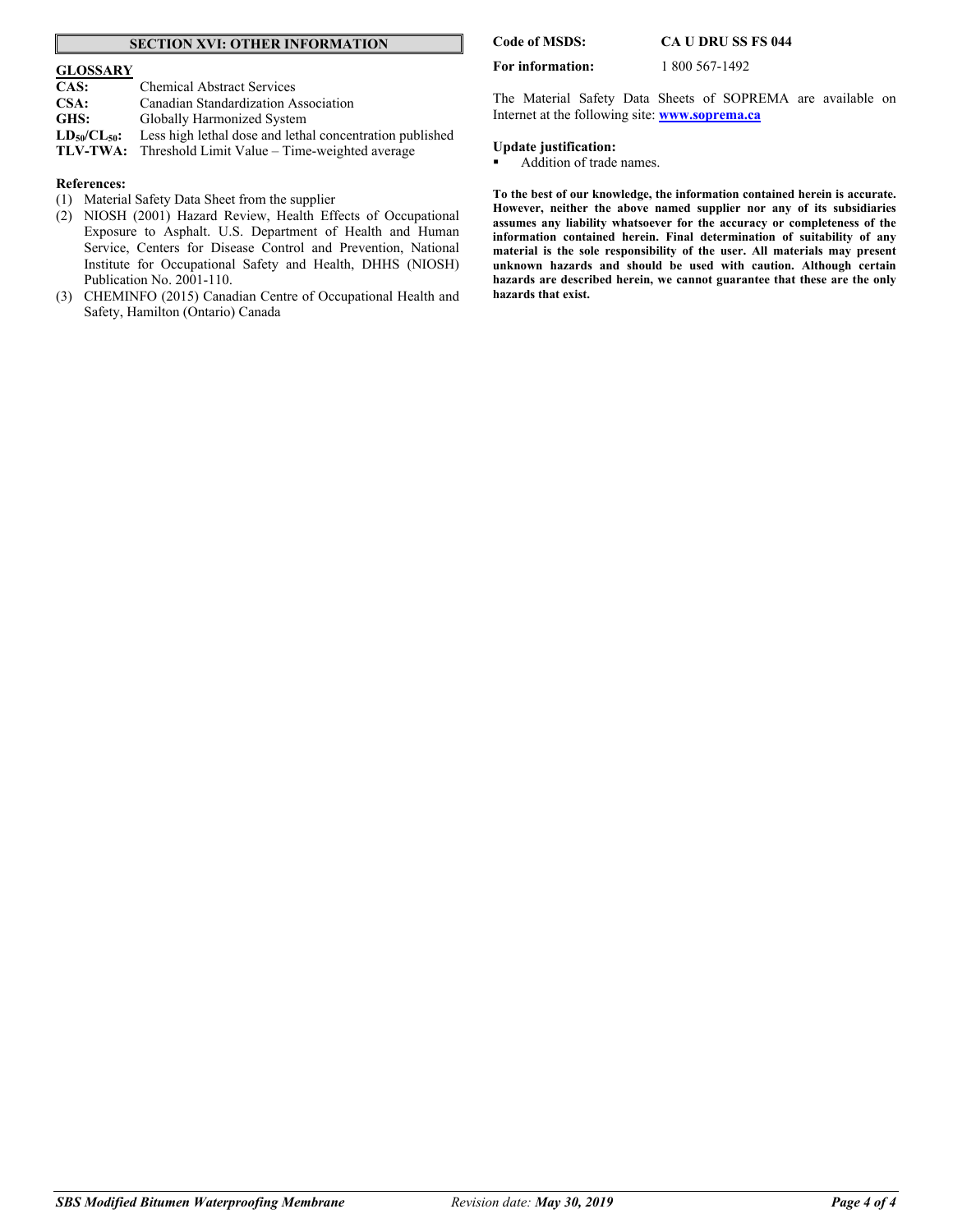## SECTION XVI: OTHER INFORMATION

**GLOSSARY**

| | |
|---|---|
| **CAS:** | Chemical Abstract Services |
| **CSA:** | Canadian Standardization Association |
| **GHS:** | Globally Harmonized System |
| **$LD_{50}$/$CL_{50}$:** | Less high lethal dose and lethal concentration published |
| **TLV-TWA:** | Threshold Limit Value – Time-weighted average |

**References:**

(1) Material Safety Data Sheet from the supplier

(2) NIOSH (2001) Hazard Review, Health Effects of Occupational Exposure to Asphalt. U.S. Department of Health and Human Service, Centers for Disease Control and Prevention, National Institute for Occupational Safety and Health, DHHS (NIOSH) Publication No. 2001-110.

(3) CHEMINFO (2015) Canadian Centre of Occupational Health and Safety, Hamilton (Ontario) Canada

**Code of MSDS:** **CA U DRU SS FS 044**

**For information:** 1 800 567-1492

The Material Safety Data Sheets of SOPREMA are available on Internet at the following site: **www.soprema.ca**

**Update justification:**

- Addition of trade names.

**To the best of our knowledge, the information contained herein is accurate. However, neither the above named supplier nor any of its subsidiaries assumes any liability whatsoever for the accuracy or completeness of the information contained herein. Final determination of suitability of any material is the sole responsibility of the user. All materials may present unknown hazards and should be used with caution. Although certain hazards are described herein, we cannot guarantee that these are the only hazards that exist.**